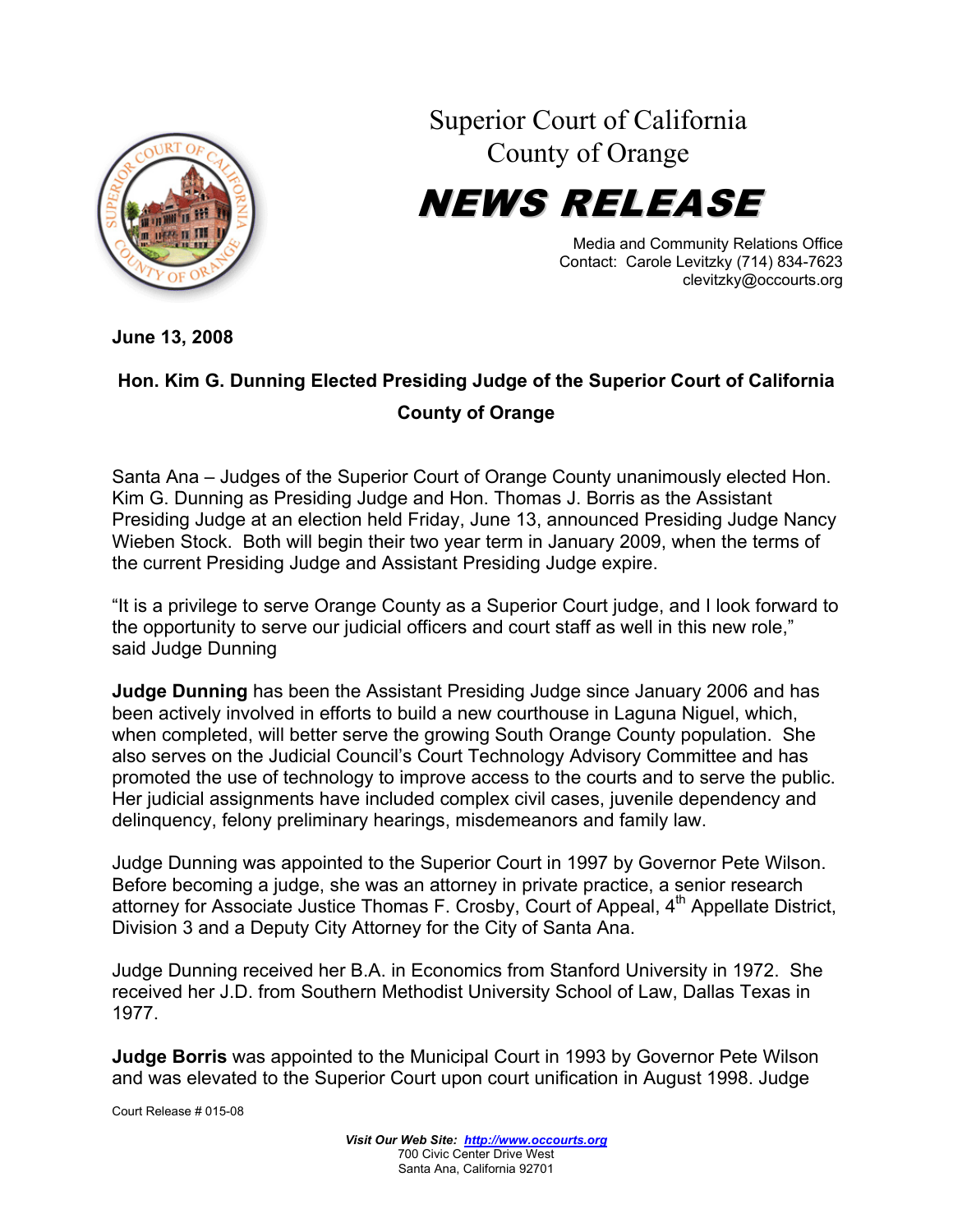# Superior Court of California
# County of Orange

# NEWS RELEASE

Media and Community Relations Office
Contact: Carole Levitzky (714) 834-7623
clevitzky@occourts.org

**June 13, 2008**

## Hon. Kim G. Dunning Elected Presiding Judge of the Superior Court of California County of Orange

Santa Ana – Judges of the Superior Court of Orange County unanimously elected Hon. Kim G. Dunning as Presiding Judge and Hon. Thomas J. Borris as the Assistant Presiding Judge at an election held Friday, June 13, announced Presiding Judge Nancy Wieben Stock. Both will begin their two year term in January 2009, when the terms of the current Presiding Judge and Assistant Presiding Judge expire.

"It is a privilege to serve Orange County as a Superior Court judge, and I look forward to the opportunity to serve our judicial officers and court staff as well in this new role," said Judge Dunning

**Judge Dunning** has been the Assistant Presiding Judge since January 2006 and has been actively involved in efforts to build a new courthouse in Laguna Niguel, which, when completed, will better serve the growing South Orange County population. She also serves on the Judicial Council's Court Technology Advisory Committee and has promoted the use of technology to improve access to the courts and to serve the public. Her judicial assignments have included complex civil cases, juvenile dependency and delinquency, felony preliminary hearings, misdemeanors and family law.

Judge Dunning was appointed to the Superior Court in 1997 by Governor Pete Wilson. Before becoming a judge, she was an attorney in private practice, a senior research attorney for Associate Justice Thomas F. Crosby, Court of Appeal, 4th Appellate District, Division 3 and a Deputy City Attorney for the City of Santa Ana.

Judge Dunning received her B.A. in Economics from Stanford University in 1972. She received her J.D. from Southern Methodist University School of Law, Dallas Texas in 1977.

**Judge Borris** was appointed to the Municipal Court in 1993 by Governor Pete Wilson and was elevated to the Superior Court upon court unification in August 1998. Judge

Court Release # 015-08

*Visit Our Web Site:* http://www.occourts.org
700 Civic Center Drive West
Santa Ana, California 92701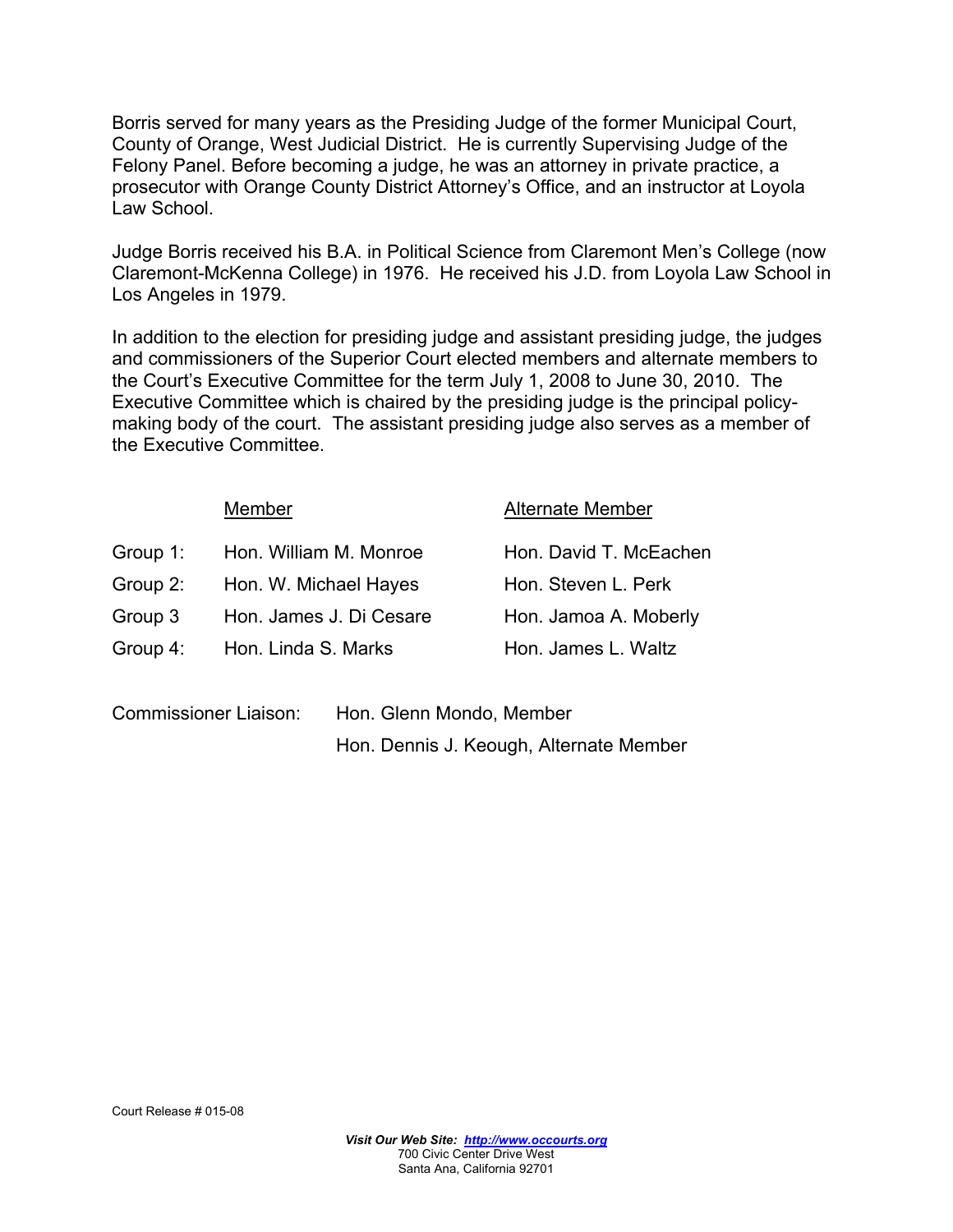Borris served for many years as the Presiding Judge of the former Municipal Court, County of Orange, West Judicial District. He is currently Supervising Judge of the Felony Panel. Before becoming a judge, he was an attorney in private practice, a prosecutor with Orange County District Attorney's Office, and an instructor at Loyola Law School.

Judge Borris received his B.A. in Political Science from Claremont Men's College (now Claremont-McKenna College) in 1976. He received his J.D. from Loyola Law School in Los Angeles in 1979.

In addition to the election for presiding judge and assistant presiding judge, the judges and commissioners of the Superior Court elected members and alternate members to the Court's Executive Committee for the term July 1, 2008 to June 30, 2010. The Executive Committee which is chaired by the presiding judge is the principal policy-making body of the court. The assistant presiding judge also serves as a member of the Executive Committee.

| | Member | Alternate Member |
|---|---|---|
| Group 1: | Hon. William M. Monroe | Hon. David T. McEachen |
| Group 2: | Hon. W. Michael Hayes | Hon. Steven L. Perk |
| Group 3 | Hon. James J. Di Cesare | Hon. Jamoa A. Moberly |
| Group 4: | Hon. Linda S. Marks | Hon. James L. Waltz |

Commissioner Liaison: Hon. Glenn Mondo, Member
Hon. Dennis J. Keough, Alternate Member

Court Release # 015-08

***Visit Our Web Site: http://www.occourts.org***
700 Civic Center Drive West
Santa Ana, California 92701